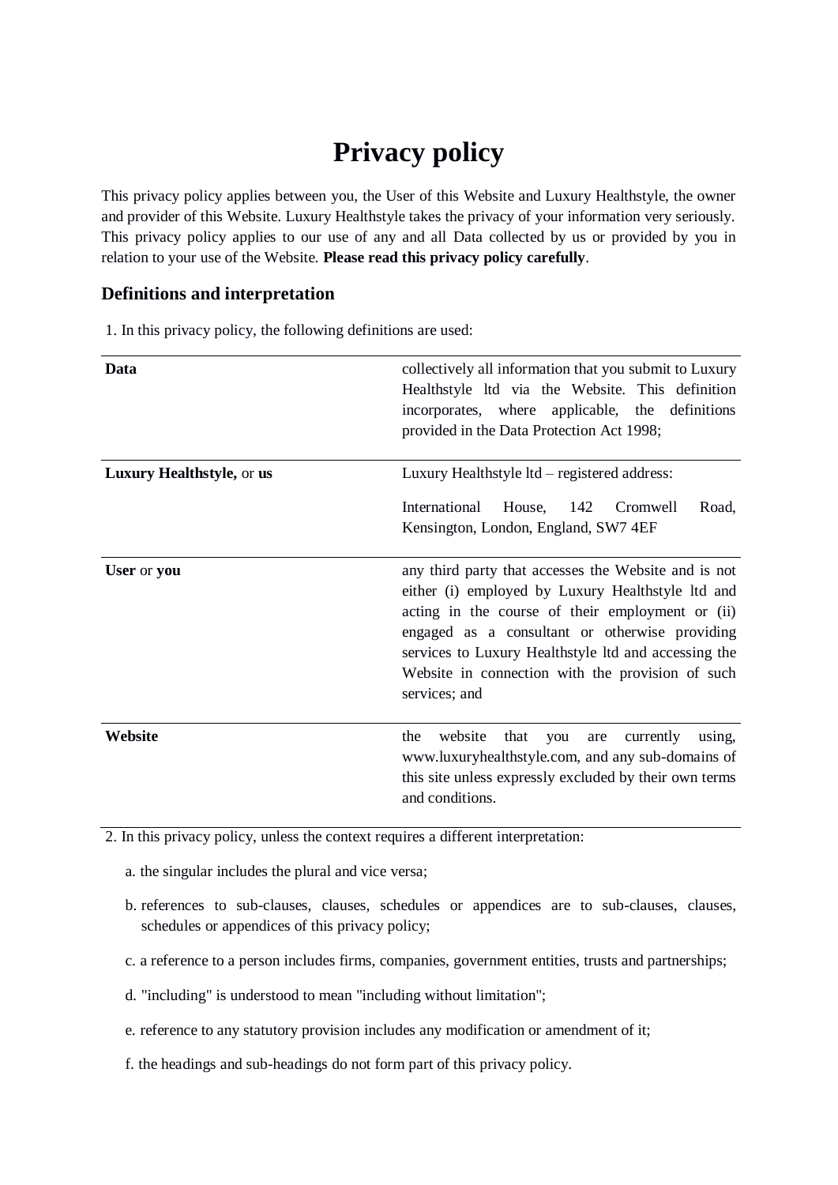# Privacy policy

This privacy policy applies between you, the User of this Website and Luxury Healthstyle, the owner and provider of this Website. Luxury Healthstyle takes the privacy of your information very seriously. This privacy policy applies to our use of any and all Data collected by us or provided by you in relation to your use of the Website. **Please read this privacy policy carefully**.

## Definitions and interpretation

1. In this privacy policy, the following definitions are used:

| | |
|---|---|
| **Data** | collectively all information that you submit to Luxury Healthstyle ltd via the Website. This definition incorporates, where applicable, the definitions provided in the Data Protection Act 1998; |
| **Luxury Healthstyle,** or **us** | Luxury Healthstyle ltd – registered address: International House, 142 Cromwell Road, Kensington, London, England, SW7 4EF |
| **User** or **you** | any third party that accesses the Website and is not either (i) employed by Luxury Healthstyle ltd and acting in the course of their employment or (ii) engaged as a consultant or otherwise providing services to Luxury Healthstyle ltd and accessing the Website in connection with the provision of such services; and |
| **Website** | the website that you are currently using, www.luxuryhealthstyle.com, and any sub-domains of this site unless expressly excluded by their own terms and conditions. |

2. In this privacy policy, unless the context requires a different interpretation:

   a. the singular includes the plural and vice versa;

   b. references to sub-clauses, clauses, schedules or appendices are to sub-clauses, clauses, schedules or appendices of this privacy policy;

   c. a reference to a person includes firms, companies, government entities, trusts and partnerships;

   d. "including" is understood to mean "including without limitation";

   e. reference to any statutory provision includes any modification or amendment of it;

   f. the headings and sub-headings do not form part of this privacy policy.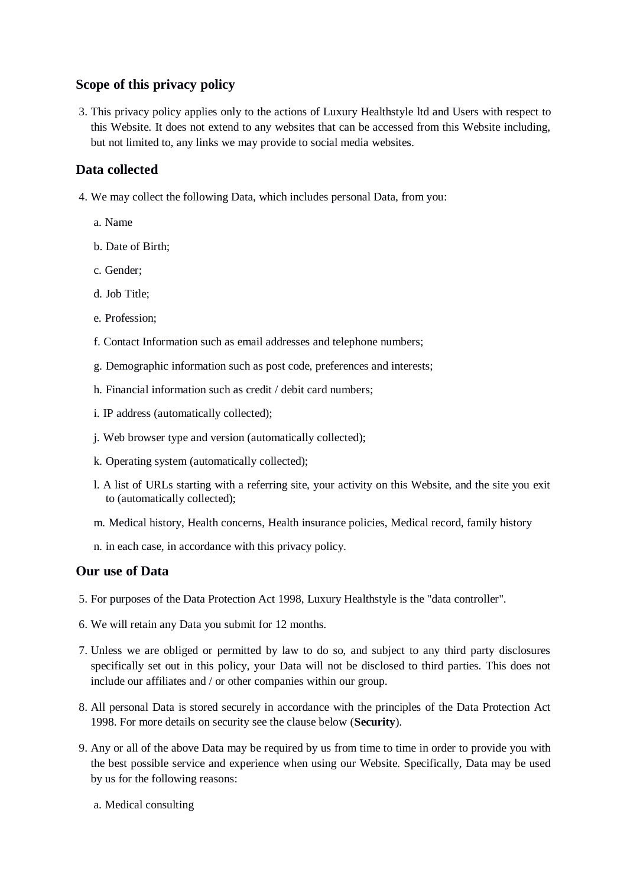## Scope of this privacy policy

3. This privacy policy applies only to the actions of Luxury Healthstyle ltd and Users with respect to this Website. It does not extend to any websites that can be accessed from this Website including, but not limited to, any links we may provide to social media websites.

## Data collected

4. We may collect the following Data, which includes personal Data, from you:

   a. Name

   b. Date of Birth;

   c. Gender;

   d. Job Title;

   e. Profession;

   f. Contact Information such as email addresses and telephone numbers;

   g. Demographic information such as post code, preferences and interests;

   h. Financial information such as credit / debit card numbers;

   i. IP address (automatically collected);

   j. Web browser type and version (automatically collected);

   k. Operating system (automatically collected);

   l. A list of URLs starting with a referring site, your activity on this Website, and the site you exit to (automatically collected);

   m. Medical history, Health concerns, Health insurance policies, Medical record, family history

   n. in each case, in accordance with this privacy policy.

## Our use of Data

5. For purposes of the Data Protection Act 1998, Luxury Healthstyle is the "data controller".

6. We will retain any Data you submit for 12 months.

7. Unless we are obliged or permitted by law to do so, and subject to any third party disclosures specifically set out in this policy, your Data will not be disclosed to third parties. This does not include our affiliates and / or other companies within our group.

8. All personal Data is stored securely in accordance with the principles of the Data Protection Act 1998. For more details on security see the clause below (**Security**).

9. Any or all of the above Data may be required by us from time to time in order to provide you with the best possible service and experience when using our Website. Specifically, Data may be used by us for the following reasons:

   a. Medical consulting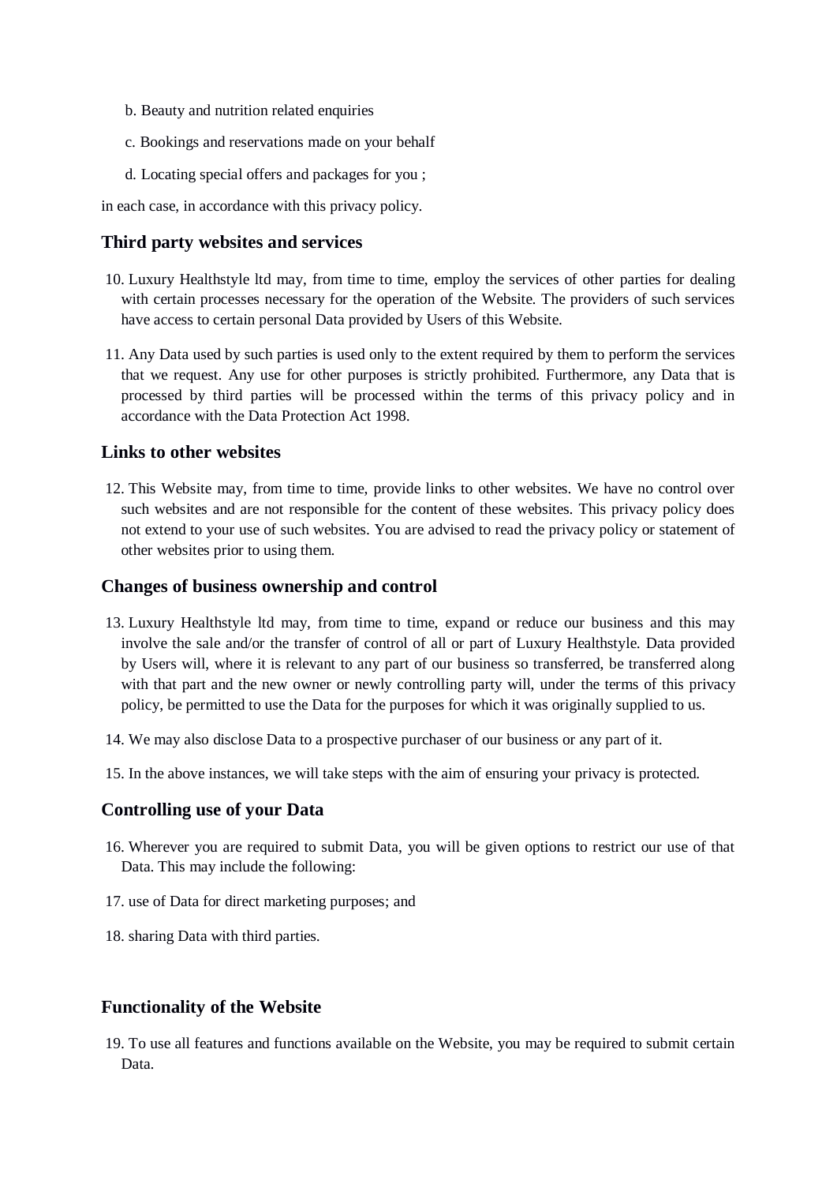b. Beauty and nutrition related enquiries

c. Bookings and reservations made on your behalf

d. Locating special offers and packages for you ;

in each case, in accordance with this privacy policy.

## Third party websites and services

10. Luxury Healthstyle ltd may, from time to time, employ the services of other parties for dealing with certain processes necessary for the operation of the Website. The providers of such services have access to certain personal Data provided by Users of this Website.

11. Any Data used by such parties is used only to the extent required by them to perform the services that we request. Any use for other purposes is strictly prohibited. Furthermore, any Data that is processed by third parties will be processed within the terms of this privacy policy and in accordance with the Data Protection Act 1998.

## Links to other websites

12. This Website may, from time to time, provide links to other websites. We have no control over such websites and are not responsible for the content of these websites. This privacy policy does not extend to your use of such websites. You are advised to read the privacy policy or statement of other websites prior to using them.

## Changes of business ownership and control

13. Luxury Healthstyle ltd may, from time to time, expand or reduce our business and this may involve the sale and/or the transfer of control of all or part of Luxury Healthstyle. Data provided by Users will, where it is relevant to any part of our business so transferred, be transferred along with that part and the new owner or newly controlling party will, under the terms of this privacy policy, be permitted to use the Data for the purposes for which it was originally supplied to us.

14. We may also disclose Data to a prospective purchaser of our business or any part of it.

15. In the above instances, we will take steps with the aim of ensuring your privacy is protected.

## Controlling use of your Data

16. Wherever you are required to submit Data, you will be given options to restrict our use of that Data. This may include the following:

17. use of Data for direct marketing purposes; and

18. sharing Data with third parties.

## Functionality of the Website

19. To use all features and functions available on the Website, you may be required to submit certain Data.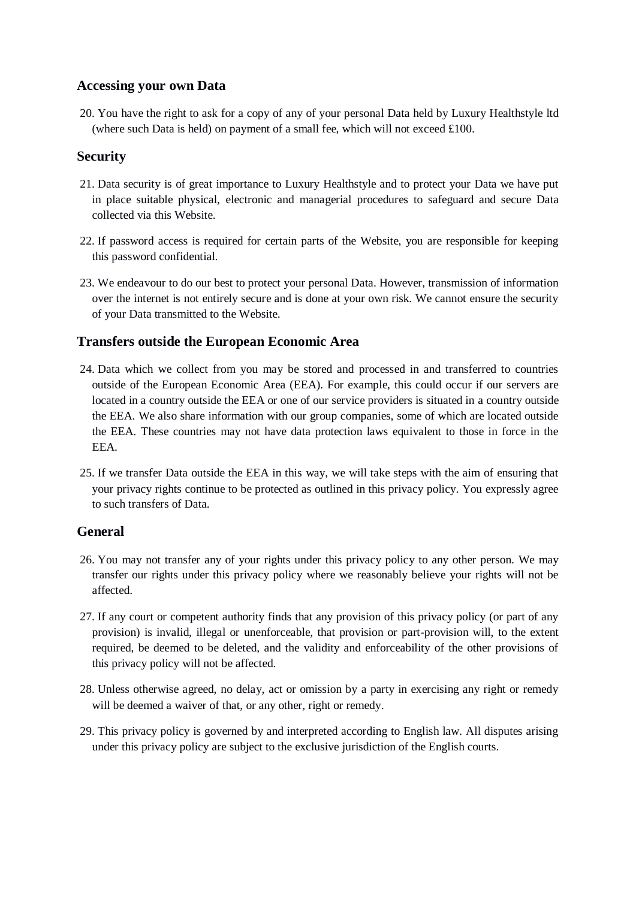## Accessing your own Data

20. You have the right to ask for a copy of any of your personal Data held by Luxury Healthstyle ltd (where such Data is held) on payment of a small fee, which will not exceed £100.

## Security

21. Data security is of great importance to Luxury Healthstyle and to protect your Data we have put in place suitable physical, electronic and managerial procedures to safeguard and secure Data collected via this Website.

22. If password access is required for certain parts of the Website, you are responsible for keeping this password confidential.

23. We endeavour to do our best to protect your personal Data. However, transmission of information over the internet is not entirely secure and is done at your own risk. We cannot ensure the security of your Data transmitted to the Website.

## Transfers outside the European Economic Area

24. Data which we collect from you may be stored and processed in and transferred to countries outside of the European Economic Area (EEA). For example, this could occur if our servers are located in a country outside the EEA or one of our service providers is situated in a country outside the EEA. We also share information with our group companies, some of which are located outside the EEA. These countries may not have data protection laws equivalent to those in force in the EEA.

25. If we transfer Data outside the EEA in this way, we will take steps with the aim of ensuring that your privacy rights continue to be protected as outlined in this privacy policy. You expressly agree to such transfers of Data.

## General

26. You may not transfer any of your rights under this privacy policy to any other person. We may transfer our rights under this privacy policy where we reasonably believe your rights will not be affected.

27. If any court or competent authority finds that any provision of this privacy policy (or part of any provision) is invalid, illegal or unenforceable, that provision or part-provision will, to the extent required, be deemed to be deleted, and the validity and enforceability of the other provisions of this privacy policy will not be affected.

28. Unless otherwise agreed, no delay, act or omission by a party in exercising any right or remedy will be deemed a waiver of that, or any other, right or remedy.

29. This privacy policy is governed by and interpreted according to English law. All disputes arising under this privacy policy are subject to the exclusive jurisdiction of the English courts.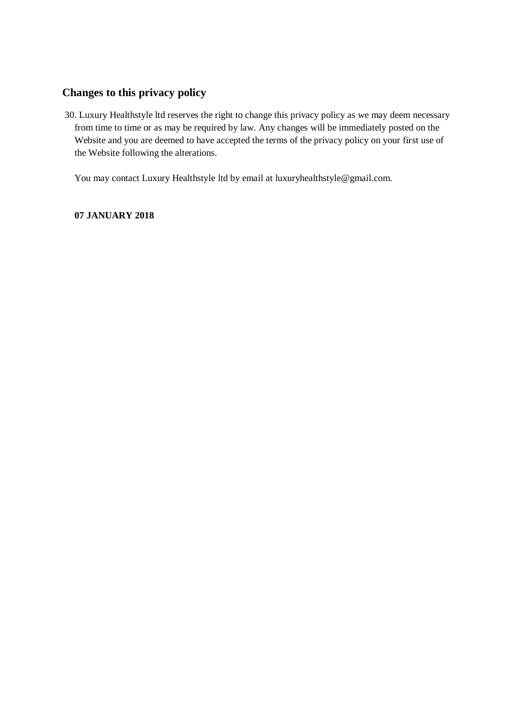## Changes to this privacy policy

30. Luxury Healthstyle ltd reserves the right to change this privacy policy as we may deem necessary from time to time or as may be required by law. Any changes will be immediately posted on the Website and you are deemed to have accepted the terms of the privacy policy on your first use of the Website following the alterations.

    You may contact Luxury Healthstyle ltd by email at luxuryhealthstyle@gmail.com.

**07 JANUARY 2018**